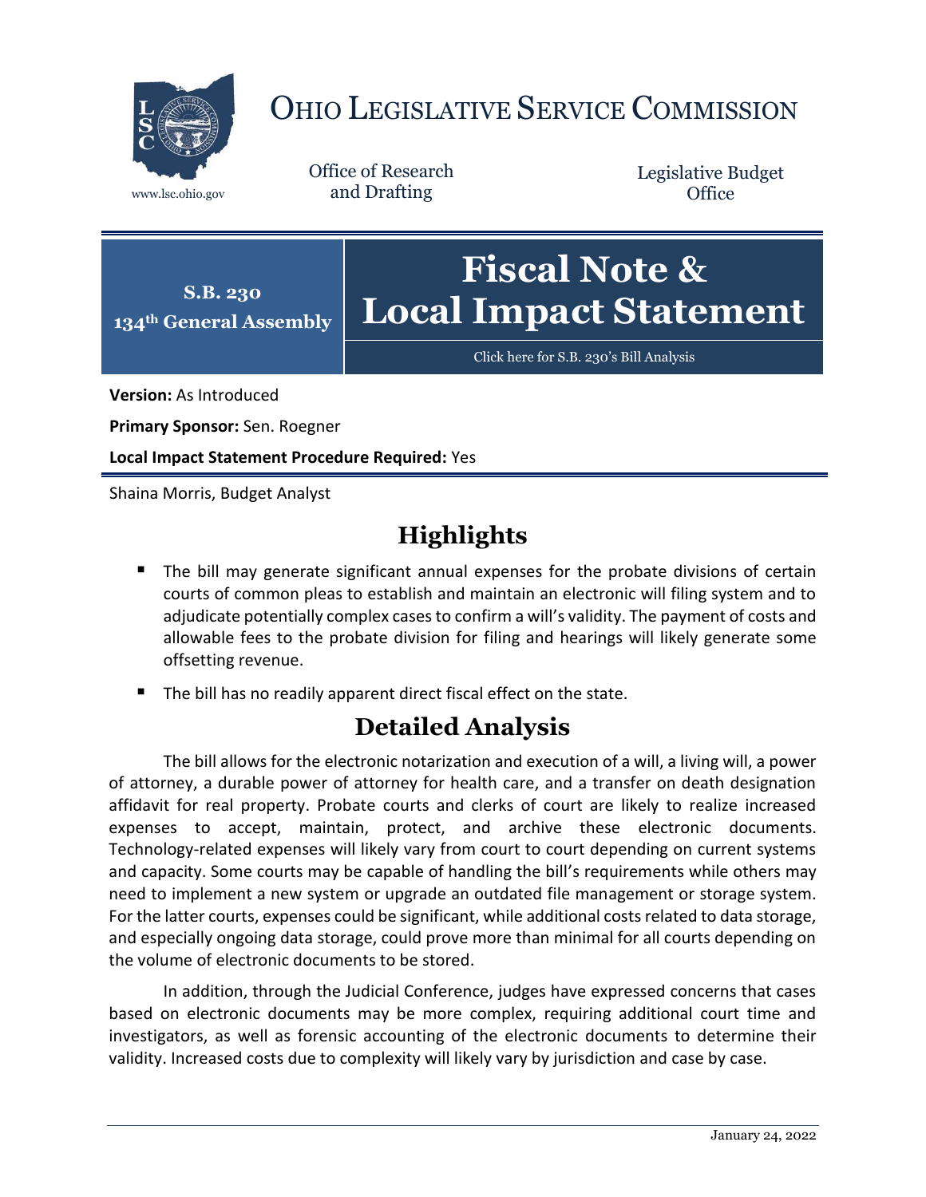# OHIO LEGISLATIVE SERVICE COMMISSION

www.lsc.ohio.gov

Office of Research and Drafting

Legislative Budget Office

**S.B. 230**
**134th General Assembly**

# Fiscal Note & Local Impact Statement

Click here for S.B. 230's Bill Analysis

**Version:** As Introduced

**Primary Sponsor:** Sen. Roegner

**Local Impact Statement Procedure Required:** Yes

Shaina Morris, Budget Analyst

## Highlights

- The bill may generate significant annual expenses for the probate divisions of certain courts of common pleas to establish and maintain an electronic will filing system and to adjudicate potentially complex cases to confirm a will's validity. The payment of costs and allowable fees to the probate division for filing and hearings will likely generate some offsetting revenue.
- The bill has no readily apparent direct fiscal effect on the state.

## Detailed Analysis

The bill allows for the electronic notarization and execution of a will, a living will, a power of attorney, a durable power of attorney for health care, and a transfer on death designation affidavit for real property. Probate courts and clerks of court are likely to realize increased expenses to accept, maintain, protect, and archive these electronic documents. Technology-related expenses will likely vary from court to court depending on current systems and capacity. Some courts may be capable of handling the bill's requirements while others may need to implement a new system or upgrade an outdated file management or storage system. For the latter courts, expenses could be significant, while additional costs related to data storage, and especially ongoing data storage, could prove more than minimal for all courts depending on the volume of electronic documents to be stored.

In addition, through the Judicial Conference, judges have expressed concerns that cases based on electronic documents may be more complex, requiring additional court time and investigators, as well as forensic accounting of the electronic documents to determine their validity. Increased costs due to complexity will likely vary by jurisdiction and case by case.

January 24, 2022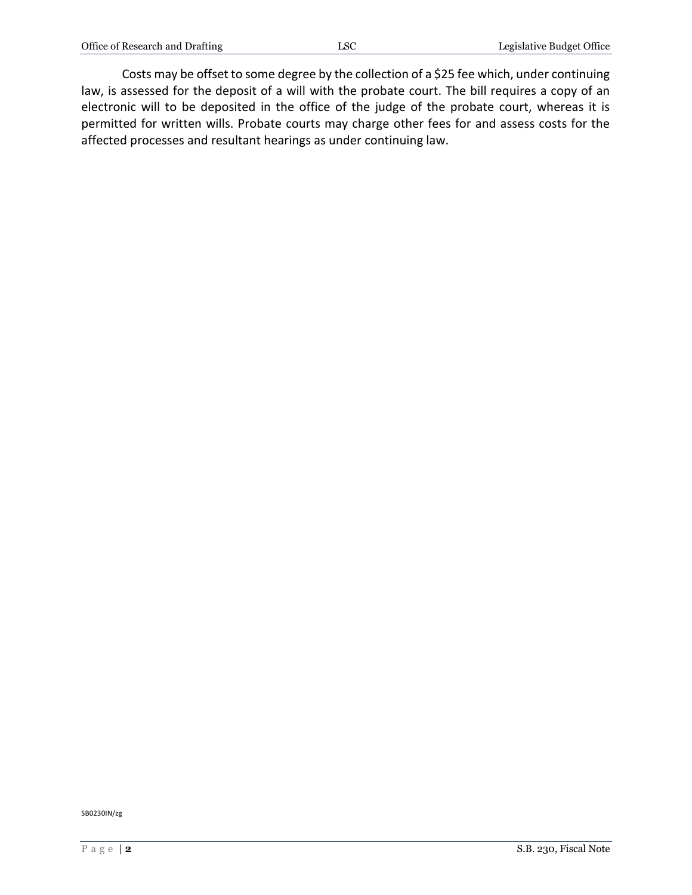Costs may be offset to some degree by the collection of a $25 fee which, under continuing law, is assessed for the deposit of a will with the probate court. The bill requires a copy of an electronic will to be deposited in the office of the judge of the probate court, whereas it is permitted for written wills. Probate courts may charge other fees for and assess costs for the affected processes and resultant hearings as under continuing law.

SB0230IN/zg